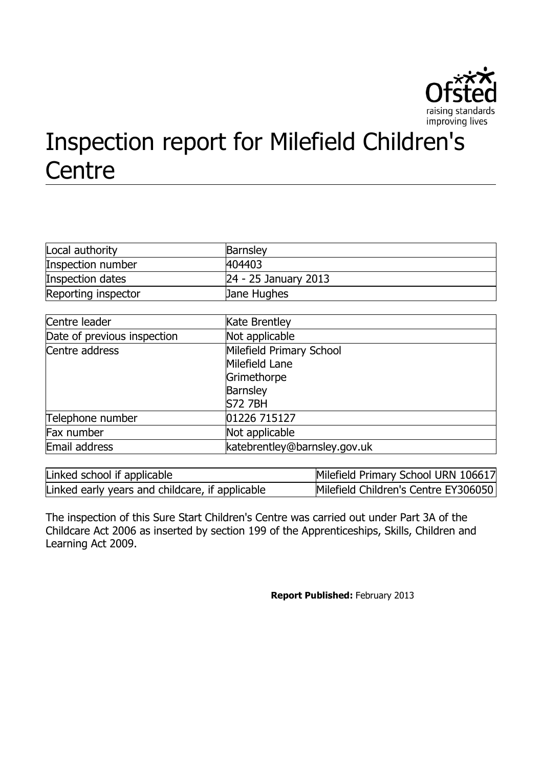# Inspection report for Milefield Children's Centre

| Local authority | Barnsley |
|---|---|
| Inspection number | 404403 |
| Inspection dates | 24 - 25 January 2013 |
| Reporting inspector | Jane Hughes |

| Centre leader | Kate Brentley |
|---|---|
| Date of previous inspection | Not applicable |
| Centre address | Milefield Primary School<br>Milefield Lane<br>Grimethorpe<br>Barnsley<br>S72 7BH |
| Telephone number | 01226 715127 |
| Fax number | Not applicable |
| Email address | katebrentley@barnsley.gov.uk |

| Linked school if applicable | Milefield Primary School URN 106617 |
|---|---|
| Linked early years and childcare, if applicable | Milefield Children's Centre EY306050 |

The inspection of this Sure Start Children's Centre was carried out under Part 3A of the Childcare Act 2006 as inserted by section 199 of the Apprenticeships, Skills, Children and Learning Act 2009.

**Report Published:** February 2013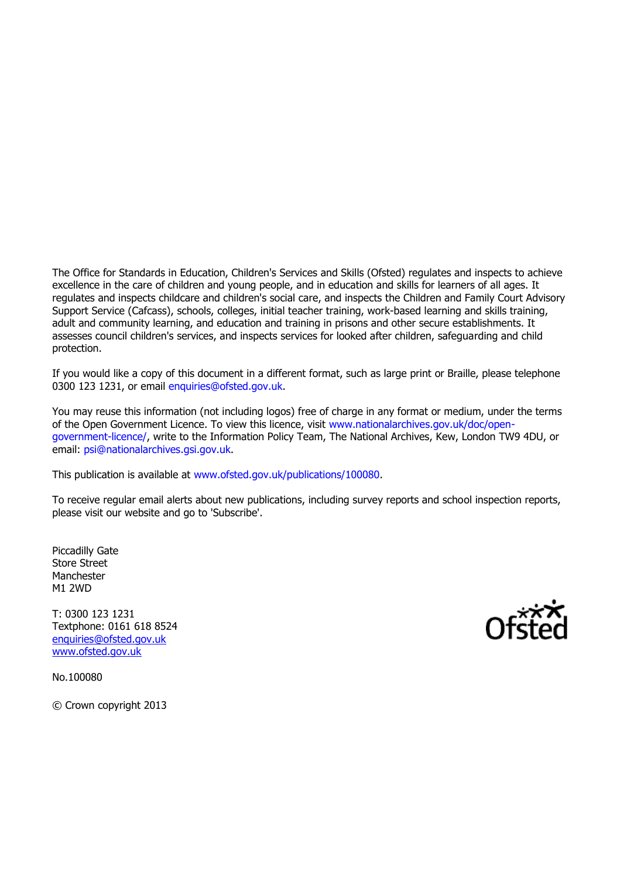The Office for Standards in Education, Children's Services and Skills (Ofsted) regulates and inspects to achieve excellence in the care of children and young people, and in education and skills for learners of all ages. It regulates and inspects childcare and children's social care, and inspects the Children and Family Court Advisory Support Service (Cafcass), schools, colleges, initial teacher training, work-based learning and skills training, adult and community learning, and education and training in prisons and other secure establishments. It assesses council children's services, and inspects services for looked after children, safeguarding and child protection.

If you would like a copy of this document in a different format, such as large print or Braille, please telephone 0300 123 1231, or email enquiries@ofsted.gov.uk.

You may reuse this information (not including logos) free of charge in any format or medium, under the terms of the Open Government Licence. To view this licence, visit www.nationalarchives.gov.uk/doc/open-government-licence/, write to the Information Policy Team, The National Archives, Kew, London TW9 4DU, or email: psi@nationalarchives.gsi.gov.uk.

This publication is available at www.ofsted.gov.uk/publications/100080.

To receive regular email alerts about new publications, including survey reports and school inspection reports, please visit our website and go to 'Subscribe'.

Piccadilly Gate
Store Street
Manchester
M1 2WD

T: 0300 123 1231
Textphone: 0161 618 8524
enquiries@ofsted.gov.uk
www.ofsted.gov.uk

No.100080

© Crown copyright 2013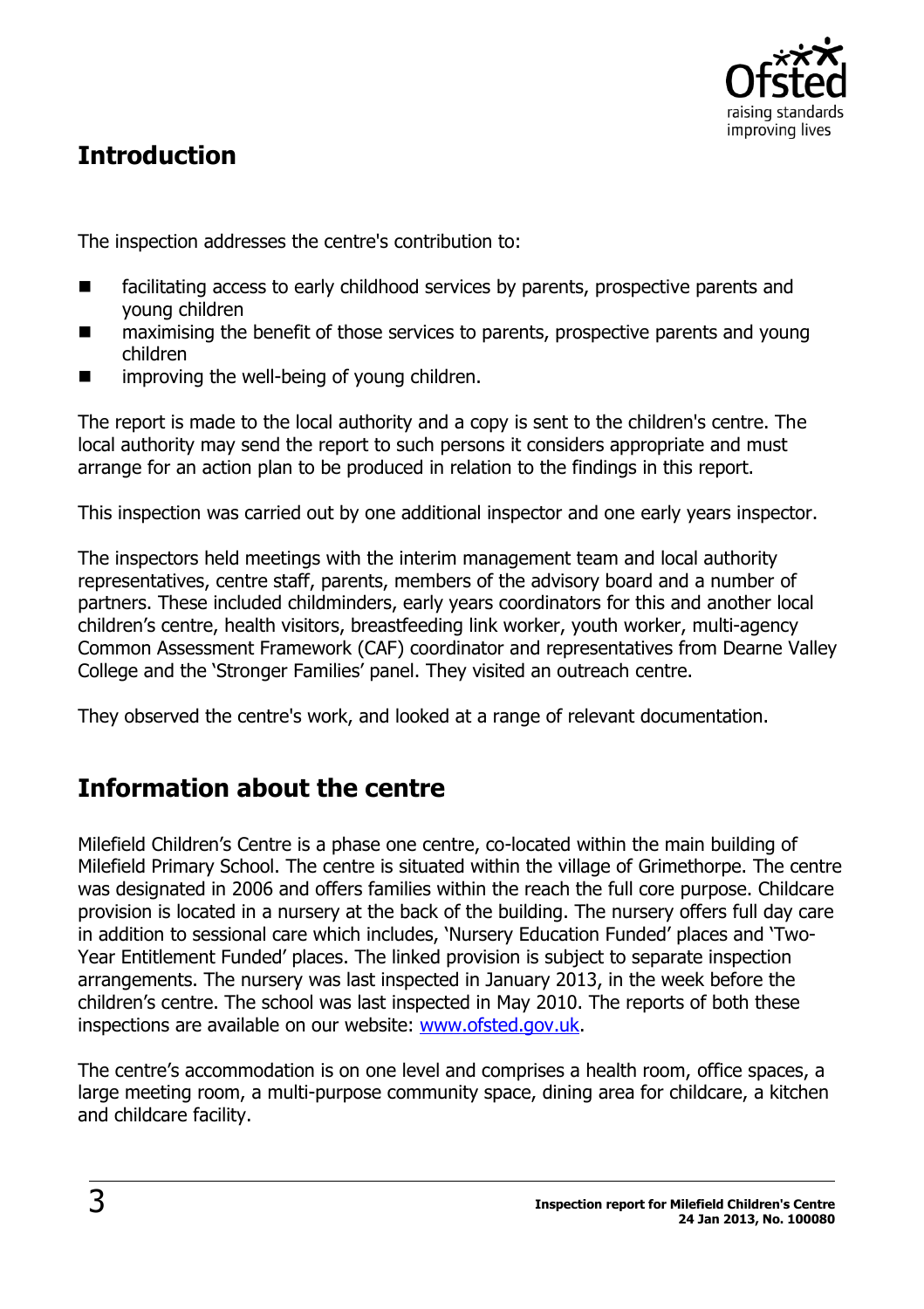## Introduction

The inspection addresses the centre's contribution to:

- facilitating access to early childhood services by parents, prospective parents and young children
- maximising the benefit of those services to parents, prospective parents and young children
- improving the well-being of young children.

The report is made to the local authority and a copy is sent to the children's centre. The local authority may send the report to such persons it considers appropriate and must arrange for an action plan to be produced in relation to the findings in this report.

This inspection was carried out by one additional inspector and one early years inspector.

The inspectors held meetings with the interim management team and local authority representatives, centre staff, parents, members of the advisory board and a number of partners. These included childminders, early years coordinators for this and another local children's centre, health visitors, breastfeeding link worker, youth worker, multi-agency Common Assessment Framework (CAF) coordinator and representatives from Dearne Valley College and the 'Stronger Families' panel. They visited an outreach centre.

They observed the centre's work, and looked at a range of relevant documentation.

## Information about the centre

Milefield Children's Centre is a phase one centre, co-located within the main building of Milefield Primary School. The centre is situated within the village of Grimethorpe. The centre was designated in 2006 and offers families within the reach the full core purpose. Childcare provision is located in a nursery at the back of the building. The nursery offers full day care in addition to sessional care which includes, 'Nursery Education Funded' places and 'Two-Year Entitlement Funded' places. The linked provision is subject to separate inspection arrangements. The nursery was last inspected in January 2013, in the week before the children's centre. The school was last inspected in May 2010. The reports of both these inspections are available on our website: [www.ofsted.gov.uk](http://www.ofsted.gov.uk).

The centre's accommodation is on one level and comprises a health room, office spaces, a large meeting room, a multi-purpose community space, dining area for childcare, a kitchen and childcare facility.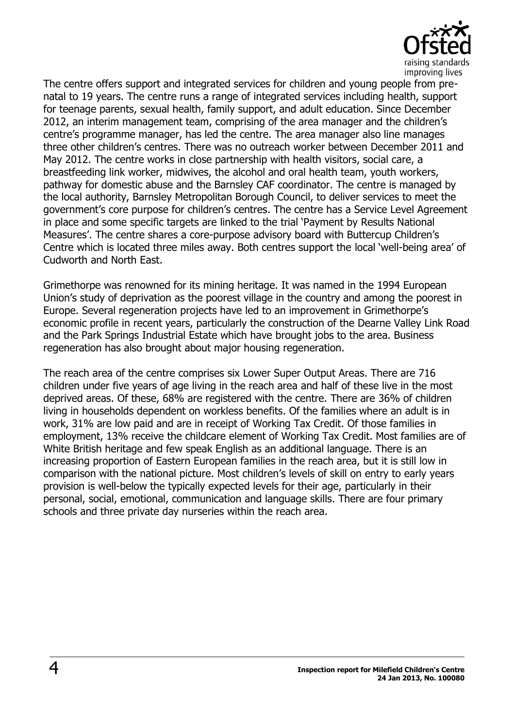The centre offers support and integrated services for children and young people from pre-natal to 19 years. The centre runs a range of integrated services including health, support for teenage parents, sexual health, family support, and adult education. Since December 2012, an interim management team, comprising of the area manager and the children's centre's programme manager, has led the centre. The area manager also line manages three other children's centres. There was no outreach worker between December 2011 and May 2012. The centre works in close partnership with health visitors, social care, a breastfeeding link worker, midwives, the alcohol and oral health team, youth workers, pathway for domestic abuse and the Barnsley CAF coordinator. The centre is managed by the local authority, Barnsley Metropolitan Borough Council, to deliver services to meet the government's core purpose for children's centres. The centre has a Service Level Agreement in place and some specific targets are linked to the trial 'Payment by Results National Measures'. The centre shares a core-purpose advisory board with Buttercup Children's Centre which is located three miles away. Both centres support the local 'well-being area' of Cudworth and North East.

Grimethorpe was renowned for its mining heritage. It was named in the 1994 European Union's study of deprivation as the poorest village in the country and among the poorest in Europe. Several regeneration projects have led to an improvement in Grimethorpe's economic profile in recent years, particularly the construction of the Dearne Valley Link Road and the Park Springs Industrial Estate which have brought jobs to the area. Business regeneration has also brought about major housing regeneration.

The reach area of the centre comprises six Lower Super Output Areas. There are 716 children under five years of age living in the reach area and half of these live in the most deprived areas. Of these, 68% are registered with the centre. There are 36% of children living in households dependent on workless benefits. Of the families where an adult is in work, 31% are low paid and are in receipt of Working Tax Credit. Of those families in employment, 13% receive the childcare element of Working Tax Credit. Most families are of White British heritage and few speak English as an additional language. There is an increasing proportion of Eastern European families in the reach area, but it is still low in comparison with the national picture. Most children's levels of skill on entry to early years provision is well-below the typically expected levels for their age, particularly in their personal, social, emotional, communication and language skills. There are four primary schools and three private day nurseries within the reach area.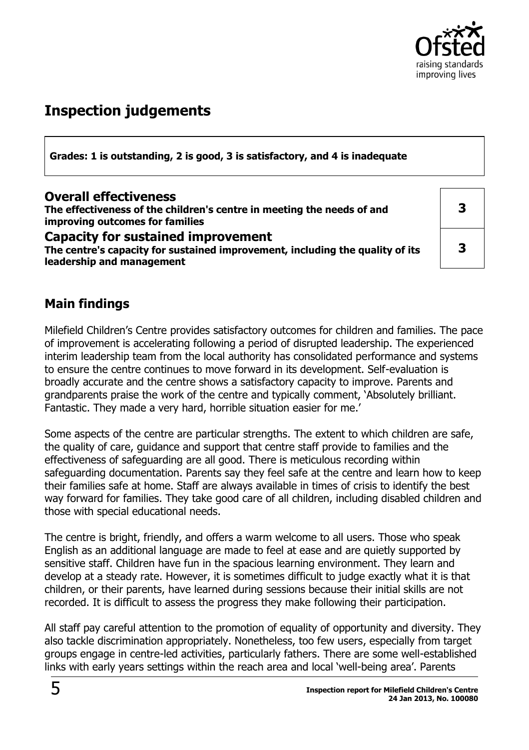# Inspection judgements

**Grades: 1 is outstanding, 2 is good, 3 is satisfactory, and 4 is inadequate**

| | |
|---|---|
| **Overall effectiveness**<br>**The effectiveness of the children's centre in meeting the needs of and improving outcomes for families** | **3** |
| **Capacity for sustained improvement**<br>**The centre's capacity for sustained improvement, including the quality of its leadership and management** | **3** |

## Main findings

Milefield Children's Centre provides satisfactory outcomes for children and families. The pace of improvement is accelerating following a period of disrupted leadership. The experienced interim leadership team from the local authority has consolidated performance and systems to ensure the centre continues to move forward in its development. Self-evaluation is broadly accurate and the centre shows a satisfactory capacity to improve. Parents and grandparents praise the work of the centre and typically comment, 'Absolutely brilliant. Fantastic. They made a very hard, horrible situation easier for me.'

Some aspects of the centre are particular strengths. The extent to which children are safe, the quality of care, guidance and support that centre staff provide to families and the effectiveness of safeguarding are all good. There is meticulous recording within safeguarding documentation. Parents say they feel safe at the centre and learn how to keep their families safe at home. Staff are always available in times of crisis to identify the best way forward for families. They take good care of all children, including disabled children and those with special educational needs.

The centre is bright, friendly, and offers a warm welcome to all users. Those who speak English as an additional language are made to feel at ease and are quietly supported by sensitive staff. Children have fun in the spacious learning environment. They learn and develop at a steady rate. However, it is sometimes difficult to judge exactly what it is that children, or their parents, have learned during sessions because their initial skills are not recorded. It is difficult to assess the progress they make following their participation.

All staff pay careful attention to the promotion of equality of opportunity and diversity. They also tackle discrimination appropriately. Nonetheless, too few users, especially from target groups engage in centre-led activities, particularly fathers. There are some well-established links with early years settings within the reach area and local 'well-being area'. Parents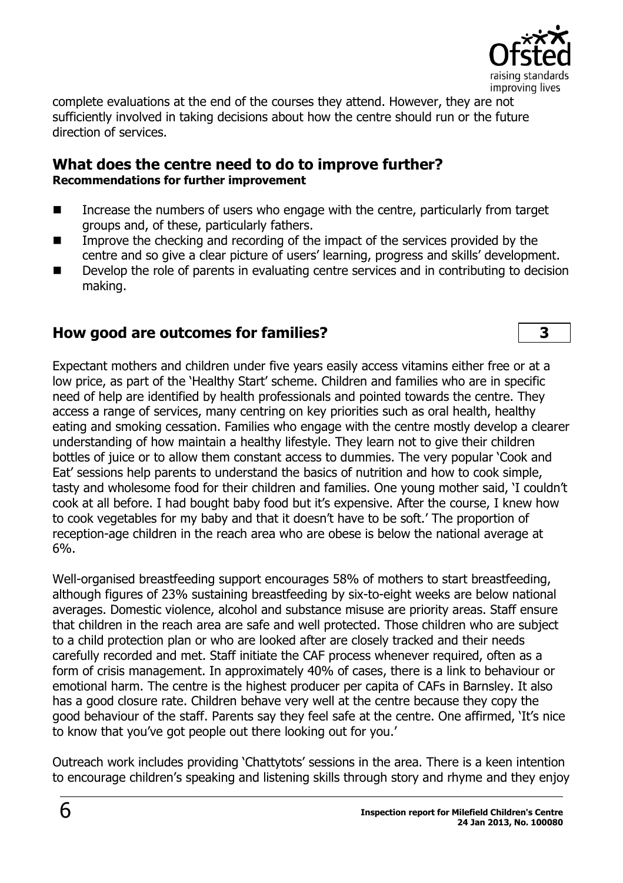complete evaluations at the end of the courses they attend. However, they are not sufficiently involved in taking decisions about how the centre should run or the future direction of services.

## What does the centre need to do to improve further?

**Recommendations for further improvement**

- Increase the numbers of users who engage with the centre, particularly from target groups and, of these, particularly fathers.
- Improve the checking and recording of the impact of the services provided by the centre and so give a clear picture of users' learning, progress and skills' development.
- Develop the role of parents in evaluating centre services and in contributing to decision making.

## How good are outcomes for families? 3

Expectant mothers and children under five years easily access vitamins either free or at a low price, as part of the 'Healthy Start' scheme. Children and families who are in specific need of help are identified by health professionals and pointed towards the centre. They access a range of services, many centring on key priorities such as oral health, healthy eating and smoking cessation. Families who engage with the centre mostly develop a clearer understanding of how maintain a healthy lifestyle. They learn not to give their children bottles of juice or to allow them constant access to dummies. The very popular 'Cook and Eat' sessions help parents to understand the basics of nutrition and how to cook simple, tasty and wholesome food for their children and families. One young mother said, 'I couldn't cook at all before. I had bought baby food but it's expensive. After the course, I knew how to cook vegetables for my baby and that it doesn't have to be soft.' The proportion of reception-age children in the reach area who are obese is below the national average at 6%.

Well-organised breastfeeding support encourages 58% of mothers to start breastfeeding, although figures of 23% sustaining breastfeeding by six-to-eight weeks are below national averages. Domestic violence, alcohol and substance misuse are priority areas. Staff ensure that children in the reach area are safe and well protected. Those children who are subject to a child protection plan or who are looked after are closely tracked and their needs carefully recorded and met. Staff initiate the CAF process whenever required, often as a form of crisis management. In approximately 40% of cases, there is a link to behaviour or emotional harm. The centre is the highest producer per capita of CAFs in Barnsley. It also has a good closure rate. Children behave very well at the centre because they copy the good behaviour of the staff. Parents say they feel safe at the centre. One affirmed, 'It's nice to know that you've got people out there looking out for you.'

Outreach work includes providing 'Chattytots' sessions in the area. There is a keen intention to encourage children's speaking and listening skills through story and rhyme and they enjoy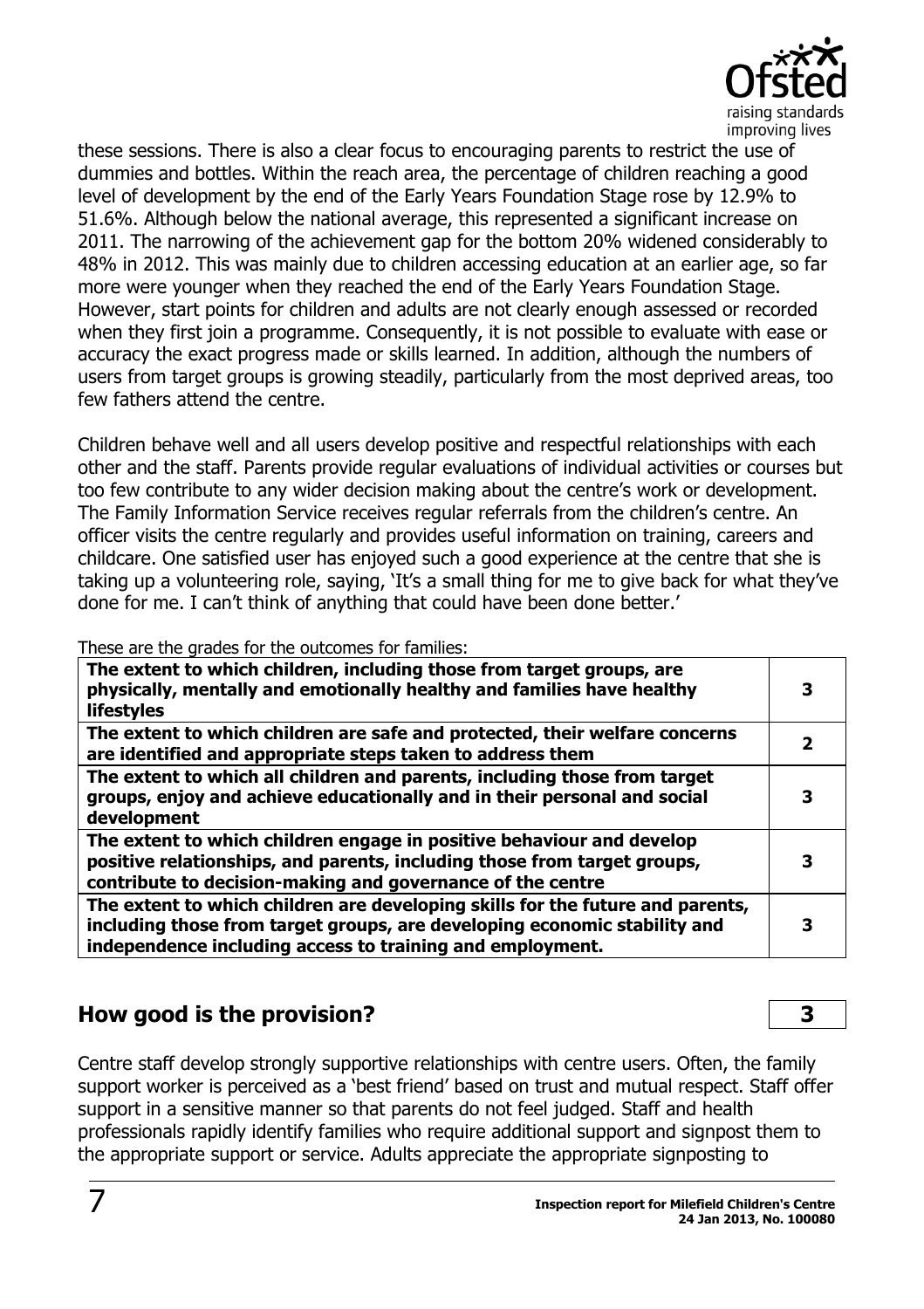these sessions. There is also a clear focus to encouraging parents to restrict the use of dummies and bottles. Within the reach area, the percentage of children reaching a good level of development by the end of the Early Years Foundation Stage rose by 12.9% to 51.6%. Although below the national average, this represented a significant increase on 2011. The narrowing of the achievement gap for the bottom 20% widened considerably to 48% in 2012. This was mainly due to children accessing education at an earlier age, so far more were younger when they reached the end of the Early Years Foundation Stage. However, start points for children and adults are not clearly enough assessed or recorded when they first join a programme. Consequently, it is not possible to evaluate with ease or accuracy the exact progress made or skills learned. In addition, although the numbers of users from target groups is growing steadily, particularly from the most deprived areas, too few fathers attend the centre.

Children behave well and all users develop positive and respectful relationships with each other and the staff. Parents provide regular evaluations of individual activities or courses but too few contribute to any wider decision making about the centre's work or development. The Family Information Service receives regular referrals from the children's centre. An officer visits the centre regularly and provides useful information on training, careers and childcare. One satisfied user has enjoyed such a good experience at the centre that she is taking up a volunteering role, saying, 'It's a small thing for me to give back for what they've done for me. I can't think of anything that could have been done better.'

These are the grades for the outcomes for families:

| | |
|---|---|
| **The extent to which children, including those from target groups, are physically, mentally and emotionally healthy and families have healthy lifestyles** | **3** |
| **The extent to which children are safe and protected, their welfare concerns are identified and appropriate steps taken to address them** | **2** |
| **The extent to which all children and parents, including those from target groups, enjoy and achieve educationally and in their personal and social development** | **3** |
| **The extent to which children engage in positive behaviour and develop positive relationships, and parents, including those from target groups, contribute to decision-making and governance of the centre** | **3** |
| **The extent to which children are developing skills for the future and parents, including those from target groups, are developing economic stability and independence including access to training and employment.** | **3** |

## How good is the provision? **3**

Centre staff develop strongly supportive relationships with centre users. Often, the family support worker is perceived as a 'best friend' based on trust and mutual respect. Staff offer support in a sensitive manner so that parents do not feel judged. Staff and health professionals rapidly identify families who require additional support and signpost them to the appropriate support or service. Adults appreciate the appropriate signposting to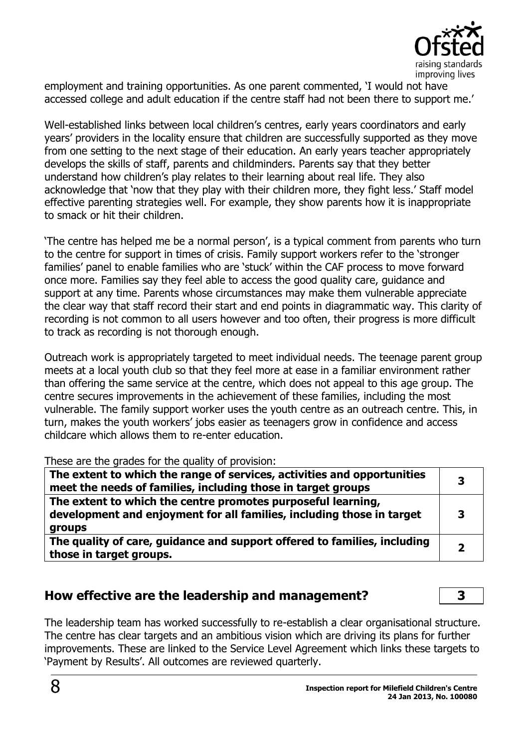employment and training opportunities. As one parent commented, 'I would not have accessed college and adult education if the centre staff had not been there to support me.'

Well-established links between local children's centres, early years coordinators and early years' providers in the locality ensure that children are successfully supported as they move from one setting to the next stage of their education. An early years teacher appropriately develops the skills of staff, parents and childminders. Parents say that they better understand how children's play relates to their learning about real life. They also acknowledge that 'now that they play with their children more, they fight less.' Staff model effective parenting strategies well. For example, they show parents how it is inappropriate to smack or hit their children.

'The centre has helped me be a normal person', is a typical comment from parents who turn to the centre for support in times of crisis. Family support workers refer to the 'stronger families' panel to enable families who are 'stuck' within the CAF process to move forward once more. Families say they feel able to access the good quality care, guidance and support at any time. Parents whose circumstances may make them vulnerable appreciate the clear way that staff record their start and end points in diagrammatic way. This clarity of recording is not common to all users however and too often, their progress is more difficult to track as recording is not thorough enough.

Outreach work is appropriately targeted to meet individual needs. The teenage parent group meets at a local youth club so that they feel more at ease in a familiar environment rather than offering the same service at the centre, which does not appeal to this age group. The centre secures improvements in the achievement of these families, including the most vulnerable. The family support worker uses the youth centre as an outreach centre. This, in turn, makes the youth workers' jobs easier as teenagers grow in confidence and access childcare which allows them to re-enter education.

These are the grades for the quality of provision:

| | |
|---|---|
| **The extent to which the range of services, activities and opportunities meet the needs of families, including those in target groups** | **3** |
| **The extent to which the centre promotes purposeful learning, development and enjoyment for all families, including those in target groups** | **3** |
| **The quality of care, guidance and support offered to families, including those in target groups.** | **2** |

## How effective are the leadership and management? **3**

The leadership team has worked successfully to re-establish a clear organisational structure. The centre has clear targets and an ambitious vision which are driving its plans for further improvements. These are linked to the Service Level Agreement which links these targets to 'Payment by Results'. All outcomes are reviewed quarterly.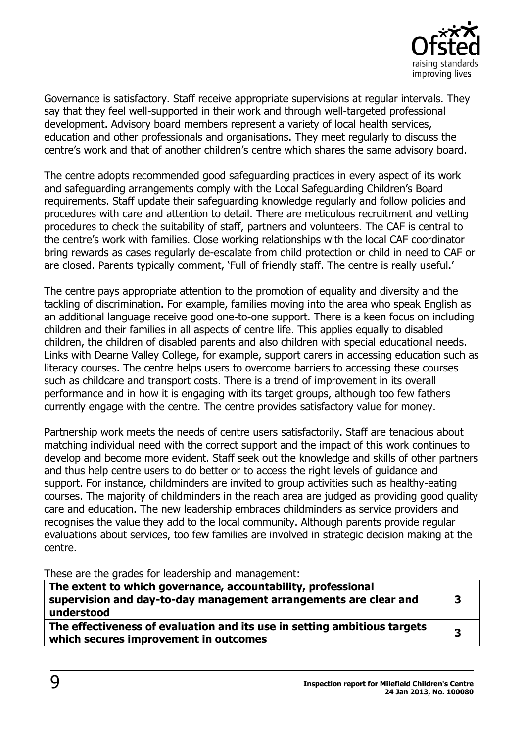Governance is satisfactory. Staff receive appropriate supervisions at regular intervals. They say that they feel well-supported in their work and through well-targeted professional development. Advisory board members represent a variety of local health services, education and other professionals and organisations. They meet regularly to discuss the centre's work and that of another children's centre which shares the same advisory board.

The centre adopts recommended good safeguarding practices in every aspect of its work and safeguarding arrangements comply with the Local Safeguarding Children's Board requirements. Staff update their safeguarding knowledge regularly and follow policies and procedures with care and attention to detail. There are meticulous recruitment and vetting procedures to check the suitability of staff, partners and volunteers. The CAF is central to the centre's work with families. Close working relationships with the local CAF coordinator bring rewards as cases regularly de-escalate from child protection or child in need to CAF or are closed. Parents typically comment, 'Full of friendly staff. The centre is really useful.'

The centre pays appropriate attention to the promotion of equality and diversity and the tackling of discrimination. For example, families moving into the area who speak English as an additional language receive good one-to-one support. There is a keen focus on including children and their families in all aspects of centre life. This applies equally to disabled children, the children of disabled parents and also children with special educational needs. Links with Dearne Valley College, for example, support carers in accessing education such as literacy courses. The centre helps users to overcome barriers to accessing these courses such as childcare and transport costs. There is a trend of improvement in its overall performance and in how it is engaging with its target groups, although too few fathers currently engage with the centre. The centre provides satisfactory value for money.

Partnership work meets the needs of centre users satisfactorily. Staff are tenacious about matching individual need with the correct support and the impact of this work continues to develop and become more evident. Staff seek out the knowledge and skills of other partners and thus help centre users to do better or to access the right levels of guidance and support. For instance, childminders are invited to group activities such as healthy-eating courses. The majority of childminders in the reach area are judged as providing good quality care and education. The new leadership embraces childminders as service providers and recognises the value they add to the local community. Although parents provide regular evaluations about services, too few families are involved in strategic decision making at the centre.

These are the grades for leadership and management:

| | |
|---|---|
| **The extent to which governance, accountability, professional supervision and day-to-day management arrangements are clear and understood** | **3** |
| **The effectiveness of evaluation and its use in setting ambitious targets which secures improvement in outcomes** | **3** |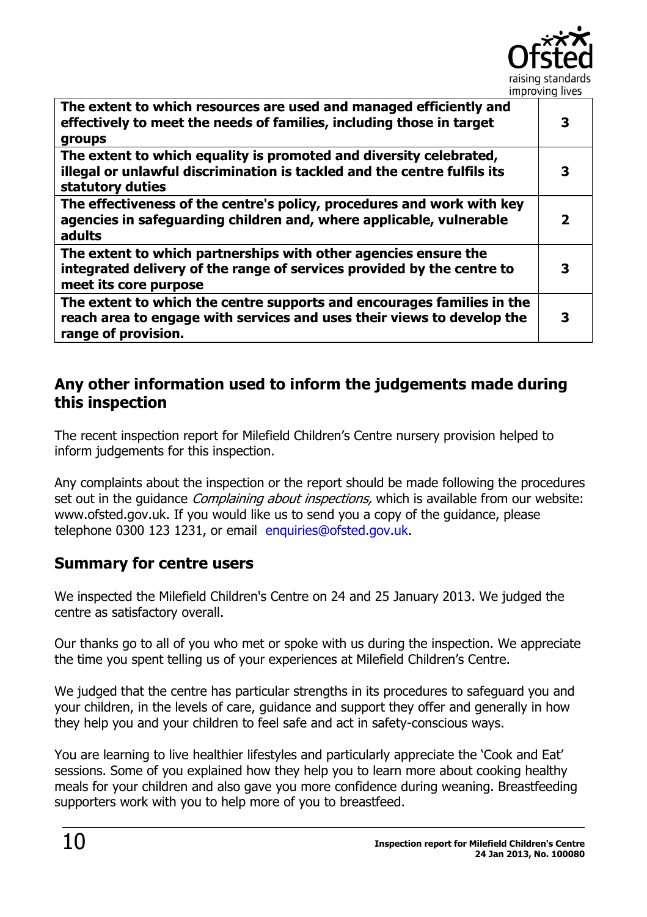| **The extent to which resources are used and managed efficiently and effectively to meet the needs of families, including those in target groups** | **3** |
|---|---|
| **The extent to which equality is promoted and diversity celebrated, illegal or unlawful discrimination is tackled and the centre fulfils its statutory duties** | **3** |
| **The effectiveness of the centre's policy, procedures and work with key agencies in safeguarding children and, where applicable, vulnerable adults** | **2** |
| **The extent to which partnerships with other agencies ensure the integrated delivery of the range of services provided by the centre to meet its core purpose** | **3** |
| **The extent to which the centre supports and encourages families in the reach area to engage with services and uses their views to develop the range of provision.** | **3** |

## Any other information used to inform the judgements made during this inspection

The recent inspection report for Milefield Children's Centre nursery provision helped to inform judgements for this inspection.

Any complaints about the inspection or the report should be made following the procedures set out in the guidance *Complaining about inspections,* which is available from our website: www.ofsted.gov.uk. If you would like us to send you a copy of the guidance, please telephone 0300 123 1231, or email enquiries@ofsted.gov.uk.

## Summary for centre users

We inspected the Milefield Children's Centre on 24 and 25 January 2013. We judged the centre as satisfactory overall.

Our thanks go to all of you who met or spoke with us during the inspection. We appreciate the time you spent telling us of your experiences at Milefield Children's Centre.

We judged that the centre has particular strengths in its procedures to safeguard you and your children, in the levels of care, guidance and support they offer and generally in how they help you and your children to feel safe and act in safety-conscious ways.

You are learning to live healthier lifestyles and particularly appreciate the 'Cook and Eat' sessions. Some of you explained how they help you to learn more about cooking healthy meals for your children and also gave you more confidence during weaning. Breastfeeding supporters work with you to help more of you to breastfeed.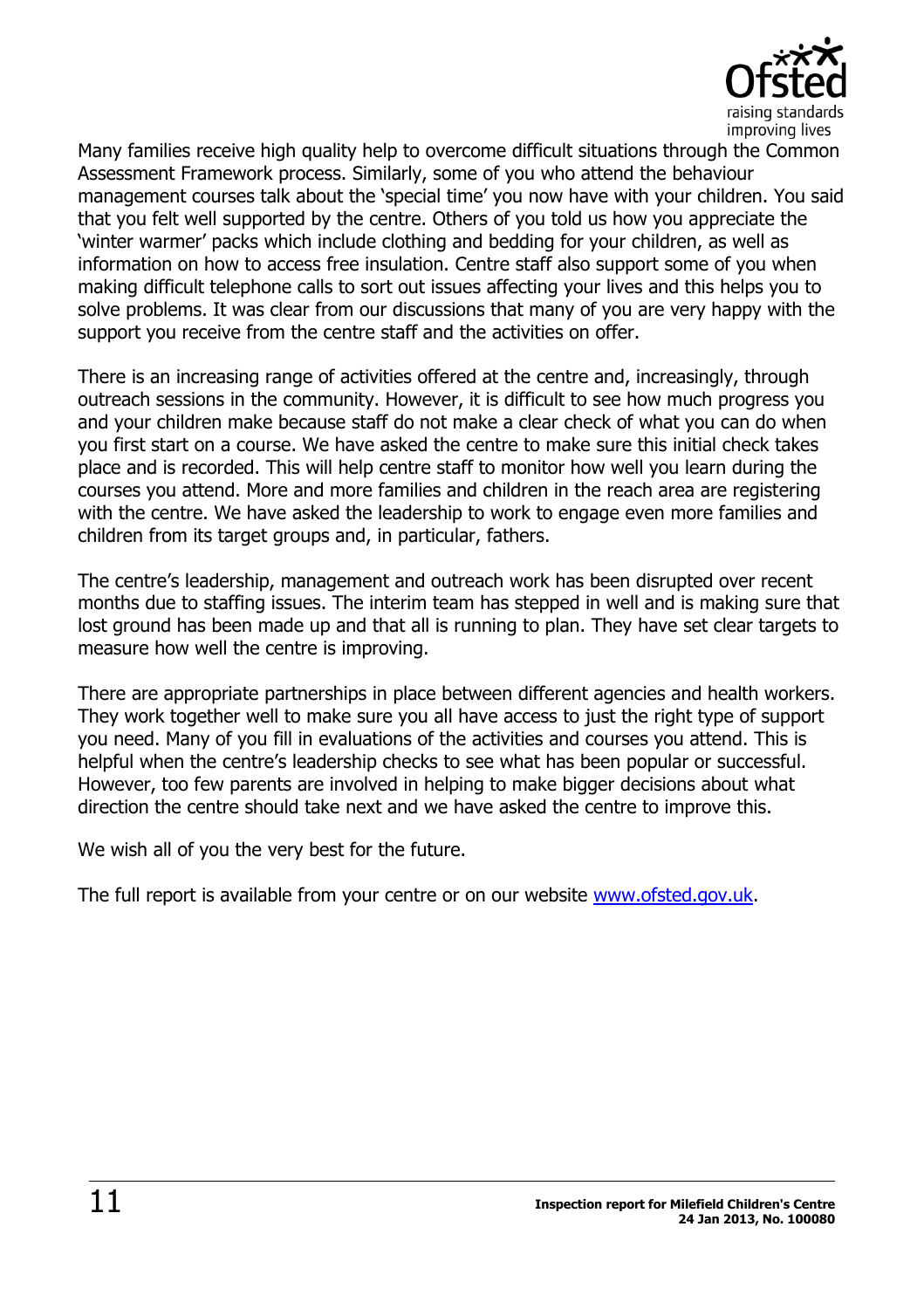Many families receive high quality help to overcome difficult situations through the Common Assessment Framework process. Similarly, some of you who attend the behaviour management courses talk about the 'special time' you now have with your children. You said that you felt well supported by the centre. Others of you told us how you appreciate the 'winter warmer' packs which include clothing and bedding for your children, as well as information on how to access free insulation. Centre staff also support some of you when making difficult telephone calls to sort out issues affecting your lives and this helps you to solve problems. It was clear from our discussions that many of you are very happy with the support you receive from the centre staff and the activities on offer.

There is an increasing range of activities offered at the centre and, increasingly, through outreach sessions in the community. However, it is difficult to see how much progress you and your children make because staff do not make a clear check of what you can do when you first start on a course. We have asked the centre to make sure this initial check takes place and is recorded. This will help centre staff to monitor how well you learn during the courses you attend. More and more families and children in the reach area are registering with the centre. We have asked the leadership to work to engage even more families and children from its target groups and, in particular, fathers.

The centre's leadership, management and outreach work has been disrupted over recent months due to staffing issues. The interim team has stepped in well and is making sure that lost ground has been made up and that all is running to plan. They have set clear targets to measure how well the centre is improving.

There are appropriate partnerships in place between different agencies and health workers. They work together well to make sure you all have access to just the right type of support you need. Many of you fill in evaluations of the activities and courses you attend. This is helpful when the centre's leadership checks to see what has been popular or successful. However, too few parents are involved in helping to make bigger decisions about what direction the centre should take next and we have asked the centre to improve this.

We wish all of you the very best for the future.

The full report is available from your centre or on our website [www.ofsted.gov.uk](http://www.ofsted.gov.uk).